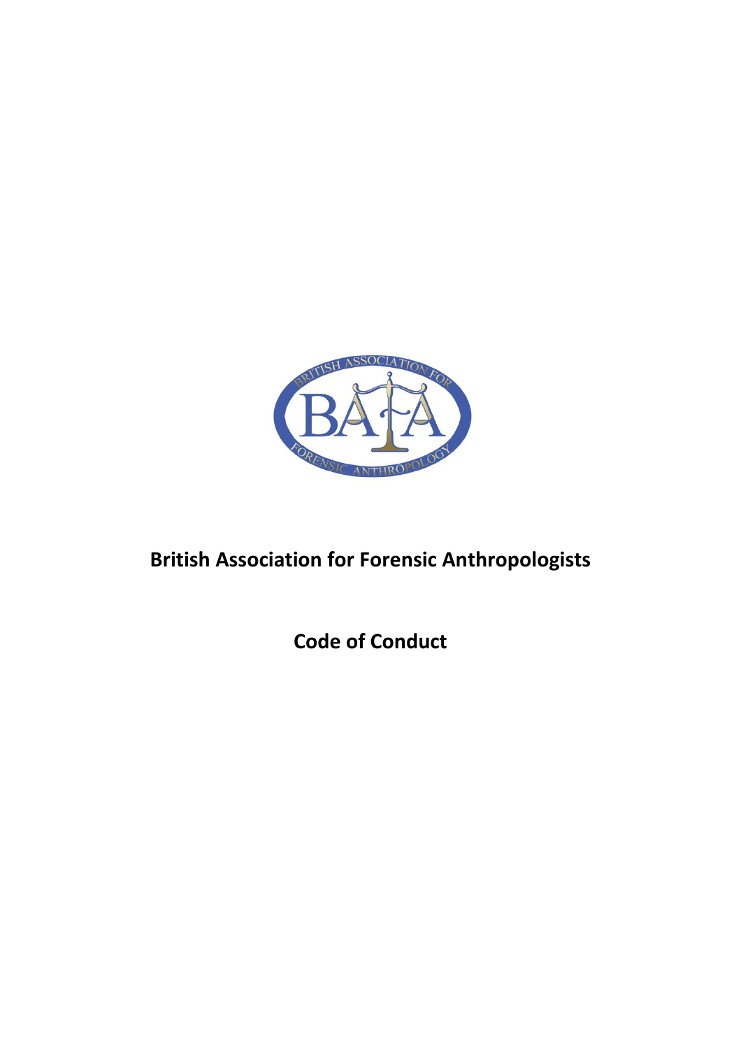# British Association for Forensic Anthropologists

## Code of Conduct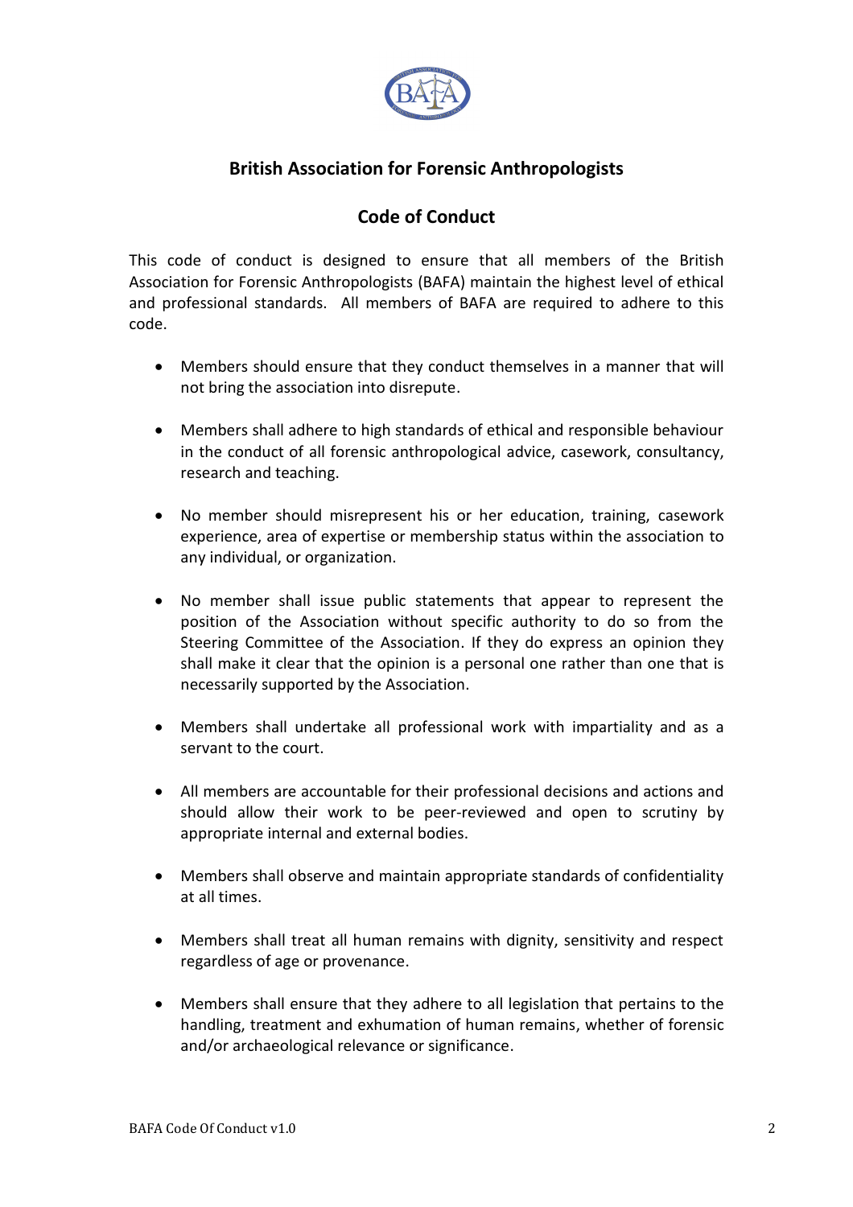## British Association for Forensic Anthropologists

## Code of Conduct

This code of conduct is designed to ensure that all members of the British Association for Forensic Anthropologists (BAFA) maintain the highest level of ethical and professional standards. All members of BAFA are required to adhere to this code.

- Members should ensure that they conduct themselves in a manner that will not bring the association into disrepute.
- Members shall adhere to high standards of ethical and responsible behaviour in the conduct of all forensic anthropological advice, casework, consultancy, research and teaching.
- No member should misrepresent his or her education, training, casework experience, area of expertise or membership status within the association to any individual, or organization.
- No member shall issue public statements that appear to represent the position of the Association without specific authority to do so from the Steering Committee of the Association. If they do express an opinion they shall make it clear that the opinion is a personal one rather than one that is necessarily supported by the Association.
- Members shall undertake all professional work with impartiality and as a servant to the court.
- All members are accountable for their professional decisions and actions and should allow their work to be peer-reviewed and open to scrutiny by appropriate internal and external bodies.
- Members shall observe and maintain appropriate standards of confidentiality at all times.
- Members shall treat all human remains with dignity, sensitivity and respect regardless of age or provenance.
- Members shall ensure that they adhere to all legislation that pertains to the handling, treatment and exhumation of human remains, whether of forensic and/or archaeological relevance or significance.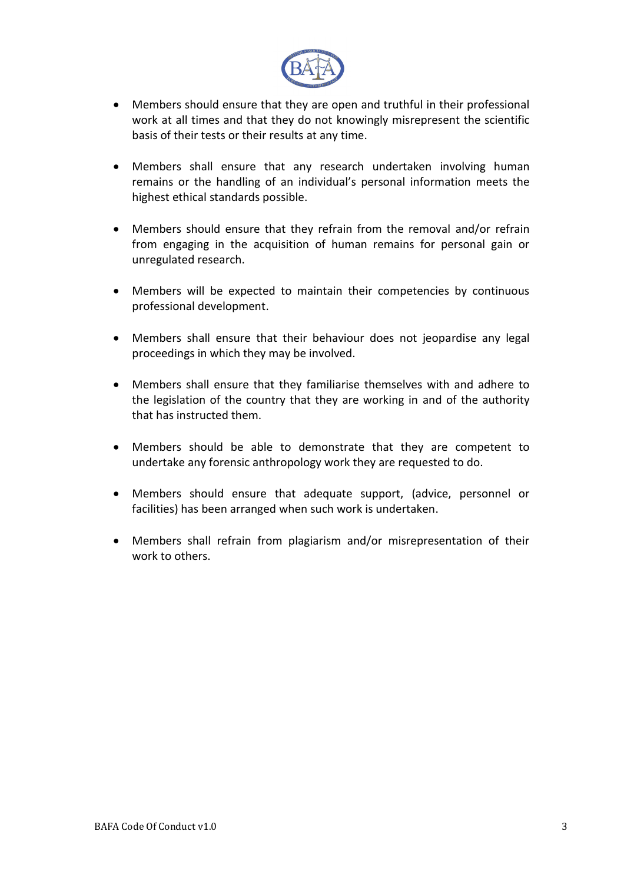- Members should ensure that they are open and truthful in their professional work at all times and that they do not knowingly misrepresent the scientific basis of their tests or their results at any time.

- Members shall ensure that any research undertaken involving human remains or the handling of an individual's personal information meets the highest ethical standards possible.

- Members should ensure that they refrain from the removal and/or refrain from engaging in the acquisition of human remains for personal gain or unregulated research.

- Members will be expected to maintain their competencies by continuous professional development.

- Members shall ensure that their behaviour does not jeopardise any legal proceedings in which they may be involved.

- Members shall ensure that they familiarise themselves with and adhere to the legislation of the country that they are working in and of the authority that has instructed them.

- Members should be able to demonstrate that they are competent to undertake any forensic anthropology work they are requested to do.

- Members should ensure that adequate support, (advice, personnel or facilities) has been arranged when such work is undertaken.

- Members shall refrain from plagiarism and/or misrepresentation of their work to others.